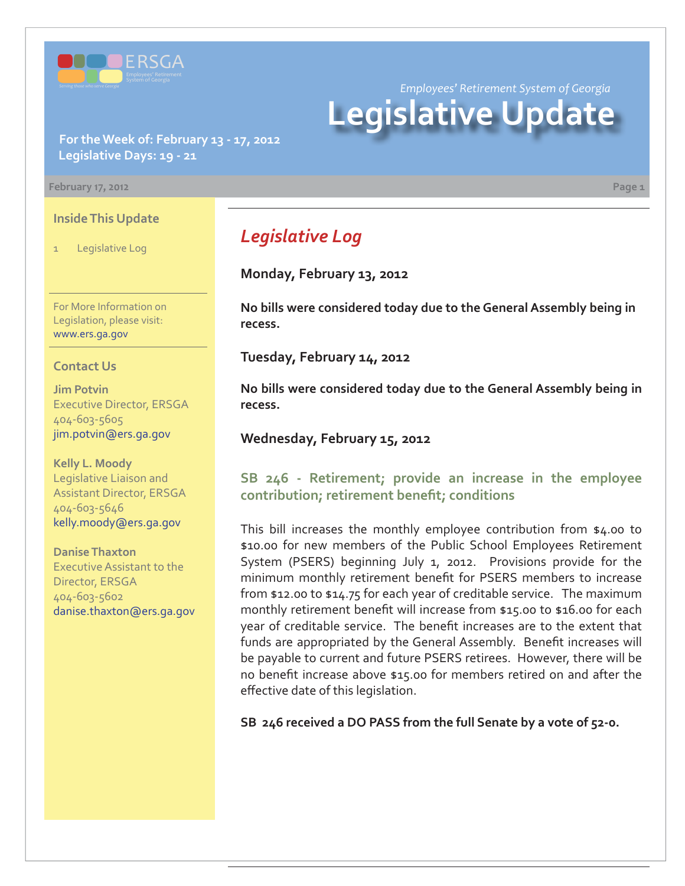Employees' Retirement System of Georgia

# Legislative Update

**For the Week of: February 13 - 17, 2012**
**Legislative Days: 19 - 21**

February 17, 2012

### Inside This Update

1 Legislative Log

For More Information on Legislation, please visit: www.ers.ga.gov

### Contact Us

**Jim Potvin**
Executive Director, ERSGA
404-603-5605
jim.potvin@ers.ga.gov

**Kelly L. Moody**
Legislative Liaison and Assistant Director, ERSGA
404-603-5646
kelly.moody@ers.ga.gov

**Danise Thaxton**
Executive Assistant to the Director, ERSGA
404-603-5602
danise.thaxton@ers.ga.gov

## *Legislative Log*

**Monday, February 13, 2012**

**No bills were considered today due to the General Assembly being in recess.**

**Tuesday, February 14, 2012**

**No bills were considered today due to the General Assembly being in recess.**

**Wednesday, February 15, 2012**

### SB 246 - Retirement; provide an increase in the employee contribution; retirement benefit; conditions

This bill increases the monthly employee contribution from $4.00 to $10.00 for new members of the Public School Employees Retirement System (PSERS) beginning July 1, 2012. Provisions provide for the minimum monthly retirement benefit for PSERS members to increase from $12.00 to $14.75 for each year of creditable service. The maximum monthly retirement benefit will increase from $15.00 to $16.00 for each year of creditable service. The benefit increases are to the extent that funds are appropriated by the General Assembly. Benefit increases will be payable to current and future PSERS retirees. However, there will be no benefit increase above $15.00 for members retired on and after the effective date of this legislation.

**SB 246 received a DO PASS from the full Senate by a vote of 52-0.**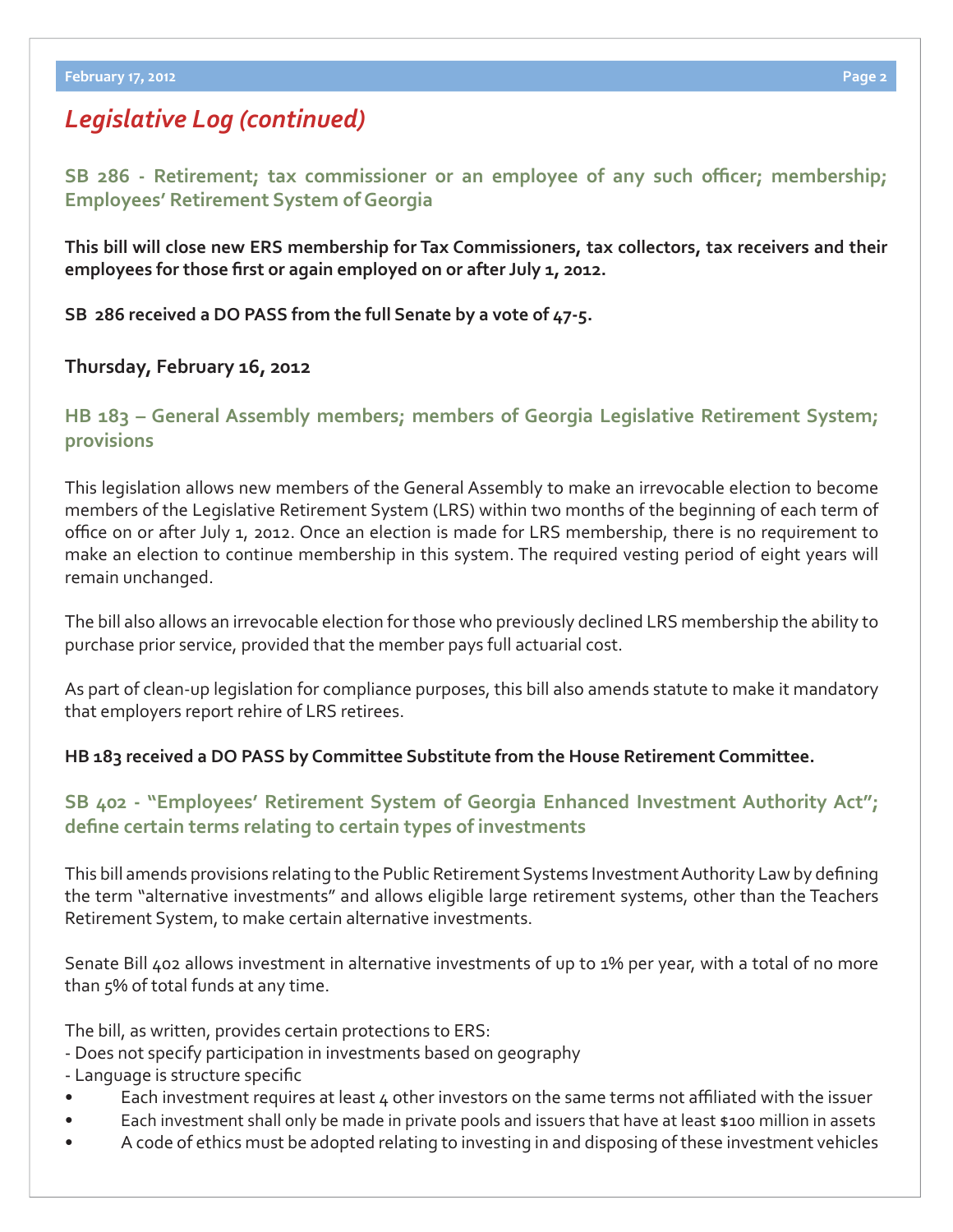## *Legislative Log (continued)*

### SB 286 - Retirement; tax commissioner or an employee of any such officer; membership; Employees' Retirement System of Georgia

**This bill will close new ERS membership for Tax Commissioners, tax collectors, tax receivers and their employees for those first or again employed on or after July 1, 2012.**

**SB 286 received a DO PASS from the full Senate by a vote of 47-5.**

**Thursday, February 16, 2012**

### HB 183 – General Assembly members; members of Georgia Legislative Retirement System; provisions

This legislation allows new members of the General Assembly to make an irrevocable election to become members of the Legislative Retirement System (LRS) within two months of the beginning of each term of office on or after July 1, 2012. Once an election is made for LRS membership, there is no requirement to make an election to continue membership in this system. The required vesting period of eight years will remain unchanged.

The bill also allows an irrevocable election for those who previously declined LRS membership the ability to purchase prior service, provided that the member pays full actuarial cost.

As part of clean-up legislation for compliance purposes, this bill also amends statute to make it mandatory that employers report rehire of LRS retirees.

**HB 183 received a DO PASS by Committee Substitute from the House Retirement Committee.**

### SB 402 - "Employees' Retirement System of Georgia Enhanced Investment Authority Act"; define certain terms relating to certain types of investments

This bill amends provisions relating to the Public Retirement Systems Investment Authority Law by defining the term "alternative investments" and allows eligible large retirement systems, other than the Teachers Retirement System, to make certain alternative investments.

Senate Bill 402 allows investment in alternative investments of up to 1% per year, with a total of no more than 5% of total funds at any time.

The bill, as written, provides certain protections to ERS:
- Does not specify participation in investments based on geography
- Language is structure specific
- Each investment requires at least 4 other investors on the same terms not affiliated with the issuer
- Each investment shall only be made in private pools and issuers that have at least $100 million in assets
- A code of ethics must be adopted relating to investing in and disposing of these investment vehicles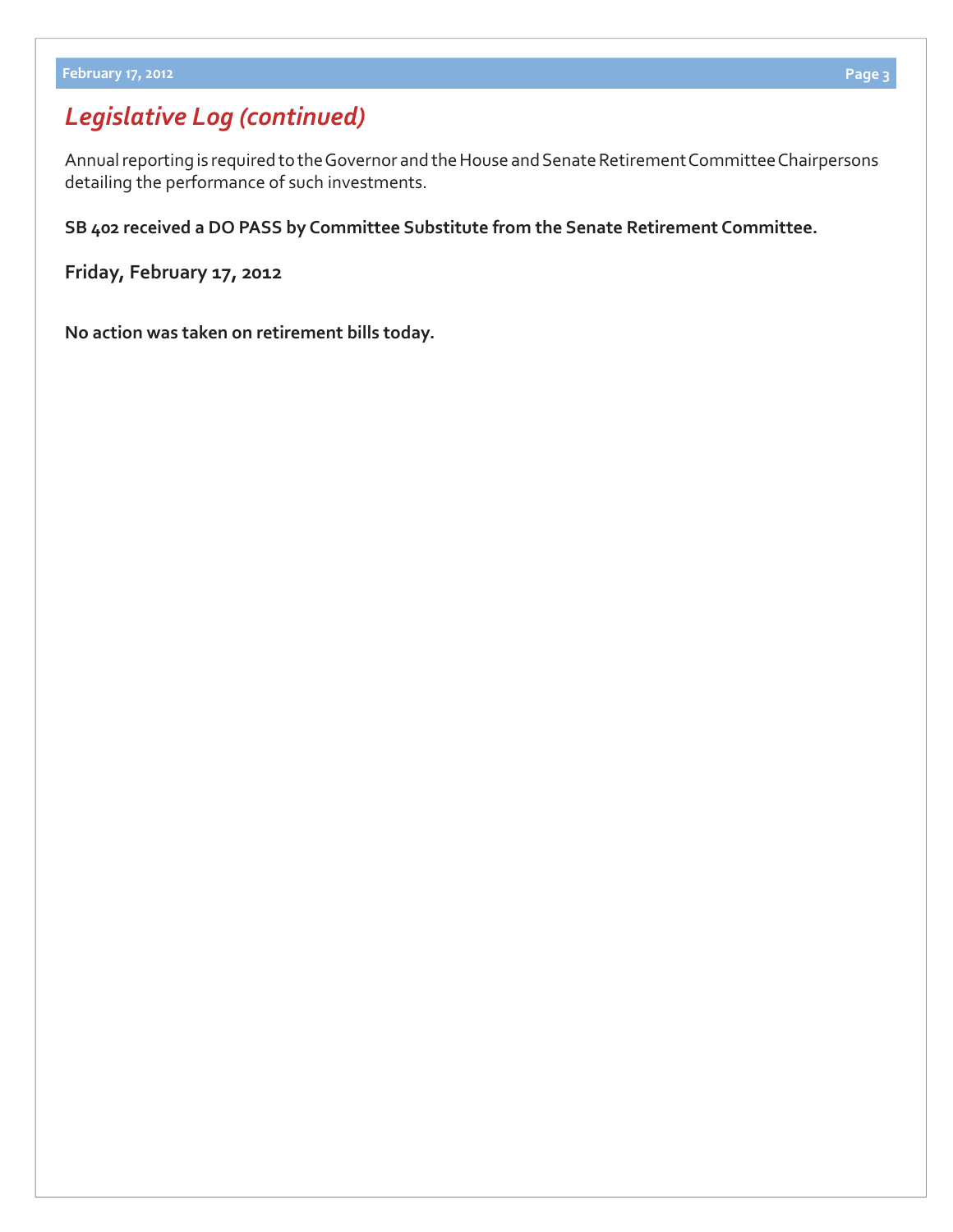## *Legislative Log (continued)*

Annual reporting is required to the Governor and the House and Senate Retirement Committee Chairpersons detailing the performance of such investments.

**SB 402 received a DO PASS by Committee Substitute from the Senate Retirement Committee.**

**Friday, February 17, 2012**

**No action was taken on retirement bills today.**